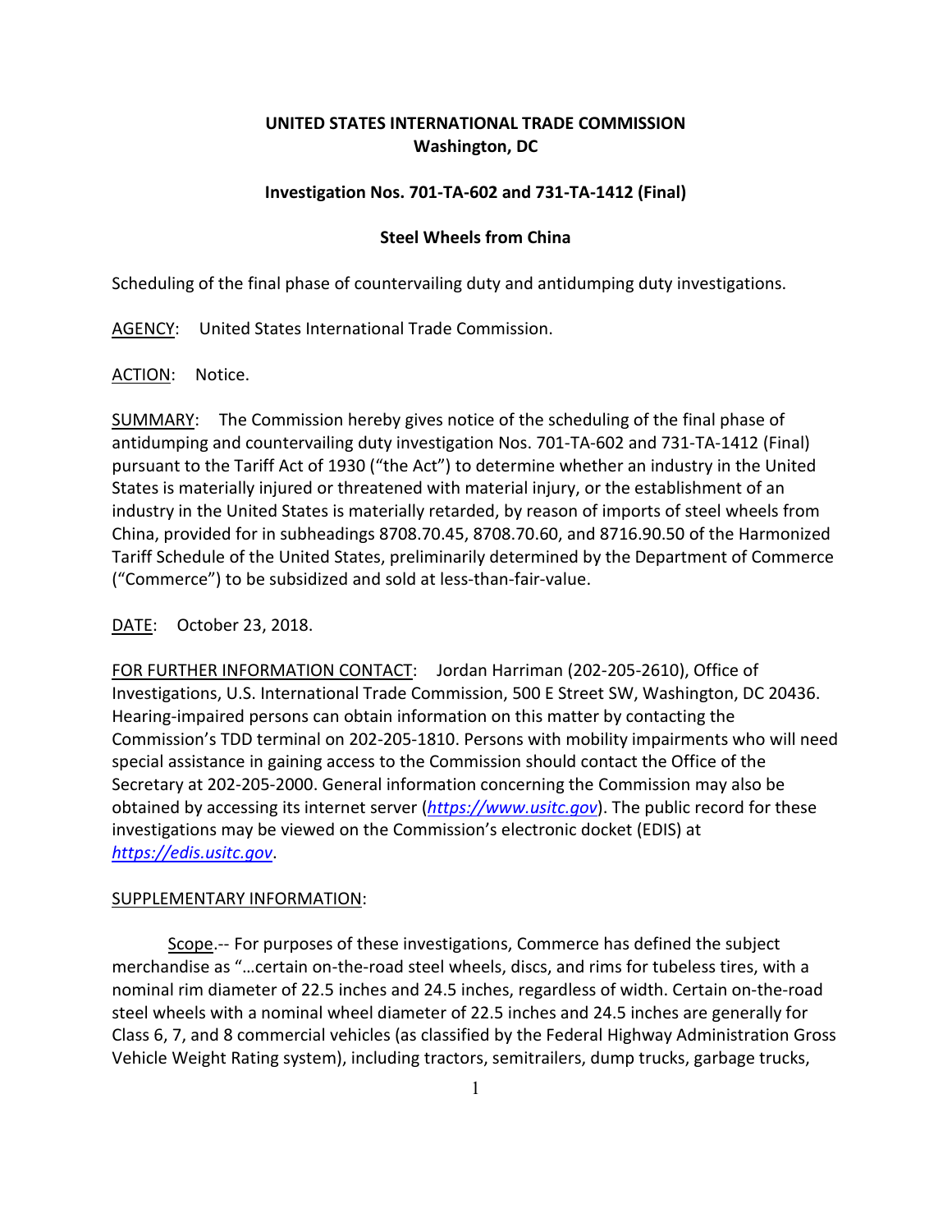**UNITED STATES INTERNATIONAL TRADE COMMISSION**
**Washington, DC**

**Investigation Nos. 701-TA-602 and 731-TA-1412 (Final)**

**Steel Wheels from China**

Scheduling of the final phase of countervailing duty and antidumping duty investigations.

AGENCY: United States International Trade Commission.

ACTION: Notice.

SUMMARY: The Commission hereby gives notice of the scheduling of the final phase of antidumping and countervailing duty investigation Nos. 701-TA-602 and 731-TA-1412 (Final) pursuant to the Tariff Act of 1930 ("the Act") to determine whether an industry in the United States is materially injured or threatened with material injury, or the establishment of an industry in the United States is materially retarded, by reason of imports of steel wheels from China, provided for in subheadings 8708.70.45, 8708.70.60, and 8716.90.50 of the Harmonized Tariff Schedule of the United States, preliminarily determined by the Department of Commerce ("Commerce") to be subsidized and sold at less-than-fair-value.

DATE: October 23, 2018.

FOR FURTHER INFORMATION CONTACT: Jordan Harriman (202-205-2610), Office of Investigations, U.S. International Trade Commission, 500 E Street SW, Washington, DC 20436. Hearing-impaired persons can obtain information on this matter by contacting the Commission's TDD terminal on 202-205-1810. Persons with mobility impairments who will need special assistance in gaining access to the Commission should contact the Office of the Secretary at 202-205-2000. General information concerning the Commission may also be obtained by accessing its internet server (*https://www.usitc.gov*). The public record for these investigations may be viewed on the Commission's electronic docket (EDIS) at *https://edis.usitc.gov*.

SUPPLEMENTARY INFORMATION:

Scope.-- For purposes of these investigations, Commerce has defined the subject merchandise as "…certain on-the-road steel wheels, discs, and rims for tubeless tires, with a nominal rim diameter of 22.5 inches and 24.5 inches, regardless of width. Certain on-the-road steel wheels with a nominal wheel diameter of 22.5 inches and 24.5 inches are generally for Class 6, 7, and 8 commercial vehicles (as classified by the Federal Highway Administration Gross Vehicle Weight Rating system), including tractors, semitrailers, dump trucks, garbage trucks,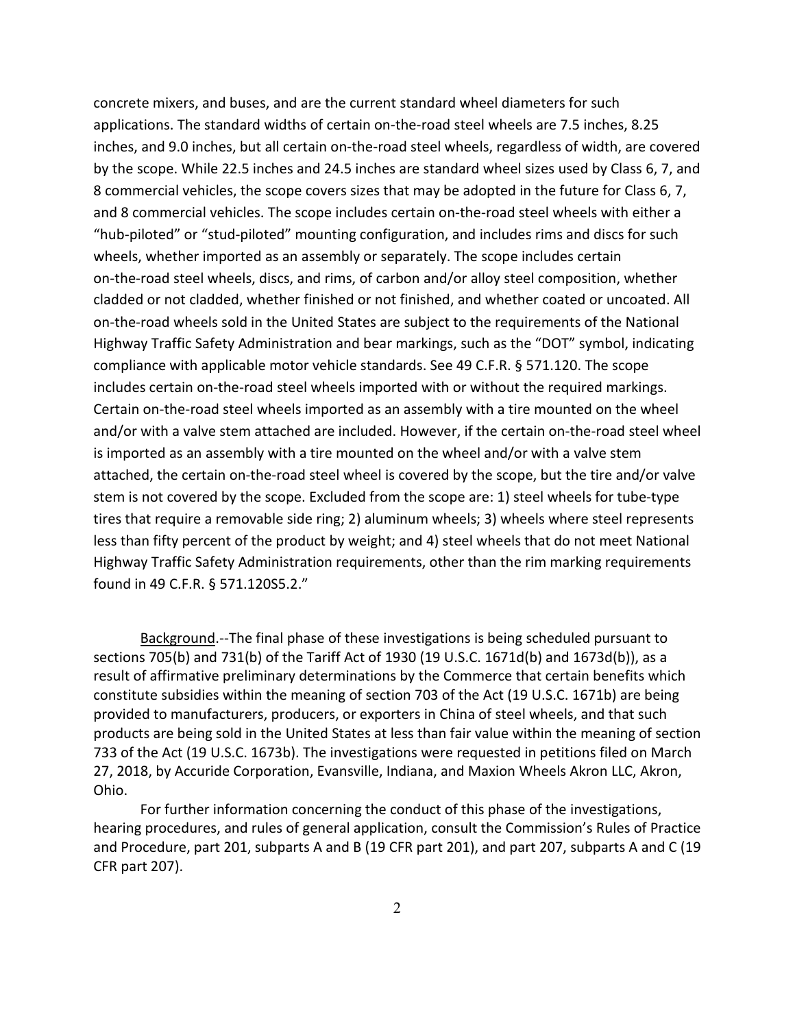concrete mixers, and buses, and are the current standard wheel diameters for such applications. The standard widths of certain on-the-road steel wheels are 7.5 inches, 8.25 inches, and 9.0 inches, but all certain on-the-road steel wheels, regardless of width, are covered by the scope. While 22.5 inches and 24.5 inches are standard wheel sizes used by Class 6, 7, and 8 commercial vehicles, the scope covers sizes that may be adopted in the future for Class 6, 7, and 8 commercial vehicles. The scope includes certain on-the-road steel wheels with either a "hub-piloted" or "stud-piloted" mounting configuration, and includes rims and discs for such wheels, whether imported as an assembly or separately. The scope includes certain on-the-road steel wheels, discs, and rims, of carbon and/or alloy steel composition, whether cladded or not cladded, whether finished or not finished, and whether coated or uncoated. All on-the-road wheels sold in the United States are subject to the requirements of the National Highway Traffic Safety Administration and bear markings, such as the "DOT" symbol, indicating compliance with applicable motor vehicle standards. See 49 C.F.R. § 571.120. The scope includes certain on-the-road steel wheels imported with or without the required markings. Certain on-the-road steel wheels imported as an assembly with a tire mounted on the wheel and/or with a valve stem attached are included. However, if the certain on-the-road steel wheel is imported as an assembly with a tire mounted on the wheel and/or with a valve stem attached, the certain on-the-road steel wheel is covered by the scope, but the tire and/or valve stem is not covered by the scope. Excluded from the scope are: 1) steel wheels for tube-type tires that require a removable side ring; 2) aluminum wheels; 3) wheels where steel represents less than fifty percent of the product by weight; and 4) steel wheels that do not meet National Highway Traffic Safety Administration requirements, other than the rim marking requirements found in 49 C.F.R. § 571.120S5.2."

Background.--The final phase of these investigations is being scheduled pursuant to sections 705(b) and 731(b) of the Tariff Act of 1930 (19 U.S.C. 1671d(b) and 1673d(b)), as a result of affirmative preliminary determinations by the Commerce that certain benefits which constitute subsidies within the meaning of section 703 of the Act (19 U.S.C. 1671b) are being provided to manufacturers, producers, or exporters in China of steel wheels, and that such products are being sold in the United States at less than fair value within the meaning of section 733 of the Act (19 U.S.C. 1673b). The investigations were requested in petitions filed on March 27, 2018, by Accuride Corporation, Evansville, Indiana, and Maxion Wheels Akron LLC, Akron, Ohio.

For further information concerning the conduct of this phase of the investigations, hearing procedures, and rules of general application, consult the Commission's Rules of Practice and Procedure, part 201, subparts A and B (19 CFR part 201), and part 207, subparts A and C (19 CFR part 207).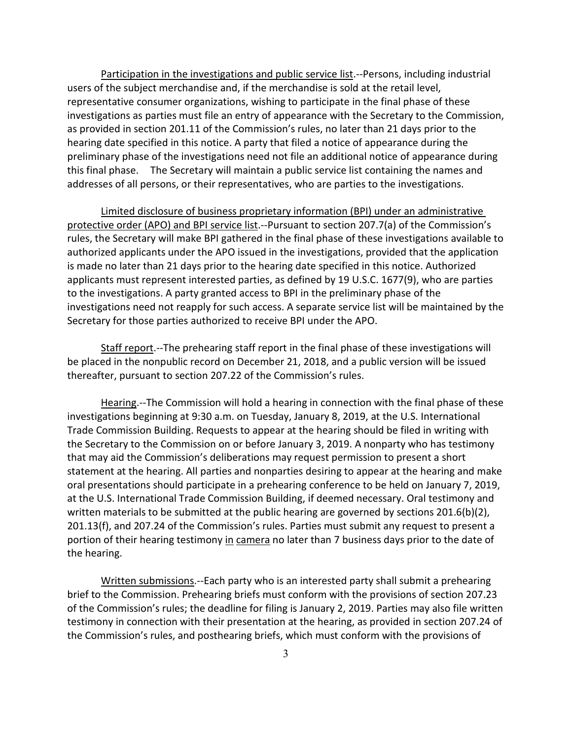Participation in the investigations and public service list.--Persons, including industrial users of the subject merchandise and, if the merchandise is sold at the retail level, representative consumer organizations, wishing to participate in the final phase of these investigations as parties must file an entry of appearance with the Secretary to the Commission, as provided in section 201.11 of the Commission's rules, no later than 21 days prior to the hearing date specified in this notice. A party that filed a notice of appearance during the preliminary phase of the investigations need not file an additional notice of appearance during this final phase. The Secretary will maintain a public service list containing the names and addresses of all persons, or their representatives, who are parties to the investigations.

Limited disclosure of business proprietary information (BPI) under an administrative protective order (APO) and BPI service list.--Pursuant to section 207.7(a) of the Commission's rules, the Secretary will make BPI gathered in the final phase of these investigations available to authorized applicants under the APO issued in the investigations, provided that the application is made no later than 21 days prior to the hearing date specified in this notice. Authorized applicants must represent interested parties, as defined by 19 U.S.C. 1677(9), who are parties to the investigations. A party granted access to BPI in the preliminary phase of the investigations need not reapply for such access. A separate service list will be maintained by the Secretary for those parties authorized to receive BPI under the APO.

Staff report.--The prehearing staff report in the final phase of these investigations will be placed in the nonpublic record on December 21, 2018, and a public version will be issued thereafter, pursuant to section 207.22 of the Commission's rules.

Hearing.--The Commission will hold a hearing in connection with the final phase of these investigations beginning at 9:30 a.m. on Tuesday, January 8, 2019, at the U.S. International Trade Commission Building. Requests to appear at the hearing should be filed in writing with the Secretary to the Commission on or before January 3, 2019. A nonparty who has testimony that may aid the Commission's deliberations may request permission to present a short statement at the hearing. All parties and nonparties desiring to appear at the hearing and make oral presentations should participate in a prehearing conference to be held on January 7, 2019, at the U.S. International Trade Commission Building, if deemed necessary. Oral testimony and written materials to be submitted at the public hearing are governed by sections 201.6(b)(2), 201.13(f), and 207.24 of the Commission's rules. Parties must submit any request to present a portion of their hearing testimony in camera no later than 7 business days prior to the date of the hearing.

Written submissions.--Each party who is an interested party shall submit a prehearing brief to the Commission. Prehearing briefs must conform with the provisions of section 207.23 of the Commission's rules; the deadline for filing is January 2, 2019. Parties may also file written testimony in connection with their presentation at the hearing, as provided in section 207.24 of the Commission's rules, and posthearing briefs, which must conform with the provisions of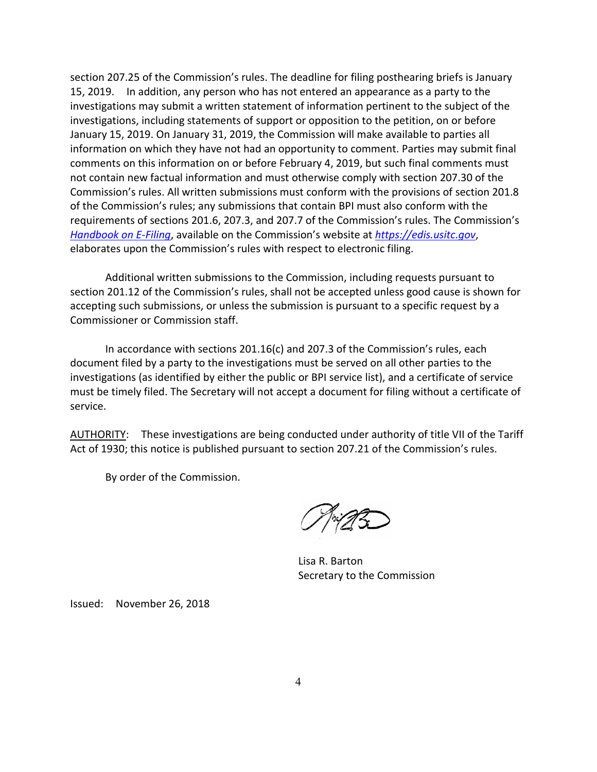section 207.25 of the Commission's rules. The deadline for filing posthearing briefs is January 15, 2019. In addition, any person who has not entered an appearance as a party to the investigations may submit a written statement of information pertinent to the subject of the investigations, including statements of support or opposition to the petition, on or before January 15, 2019. On January 31, 2019, the Commission will make available to parties all information on which they have not had an opportunity to comment. Parties may submit final comments on this information on or before February 4, 2019, but such final comments must not contain new factual information and must otherwise comply with section 207.30 of the Commission's rules. All written submissions must conform with the provisions of section 201.8 of the Commission's rules; any submissions that contain BPI must also conform with the requirements of sections 201.6, 207.3, and 207.7 of the Commission's rules. The Commission's *Handbook on E-Filing*, available on the Commission's website at *https://edis.usitc.gov*, elaborates upon the Commission's rules with respect to electronic filing.

Additional written submissions to the Commission, including requests pursuant to section 201.12 of the Commission's rules, shall not be accepted unless good cause is shown for accepting such submissions, or unless the submission is pursuant to a specific request by a Commissioner or Commission staff.

In accordance with sections 201.16(c) and 207.3 of the Commission's rules, each document filed by a party to the investigations must be served on all other parties to the investigations (as identified by either the public or BPI service list), and a certificate of service must be timely filed. The Secretary will not accept a document for filing without a certificate of service.

AUTHORITY: These investigations are being conducted under authority of title VII of the Tariff Act of 1930; this notice is published pursuant to section 207.21 of the Commission's rules.

By order of the Commission.

Lisa R. Barton
Secretary to the Commission

Issued: November 26, 2018